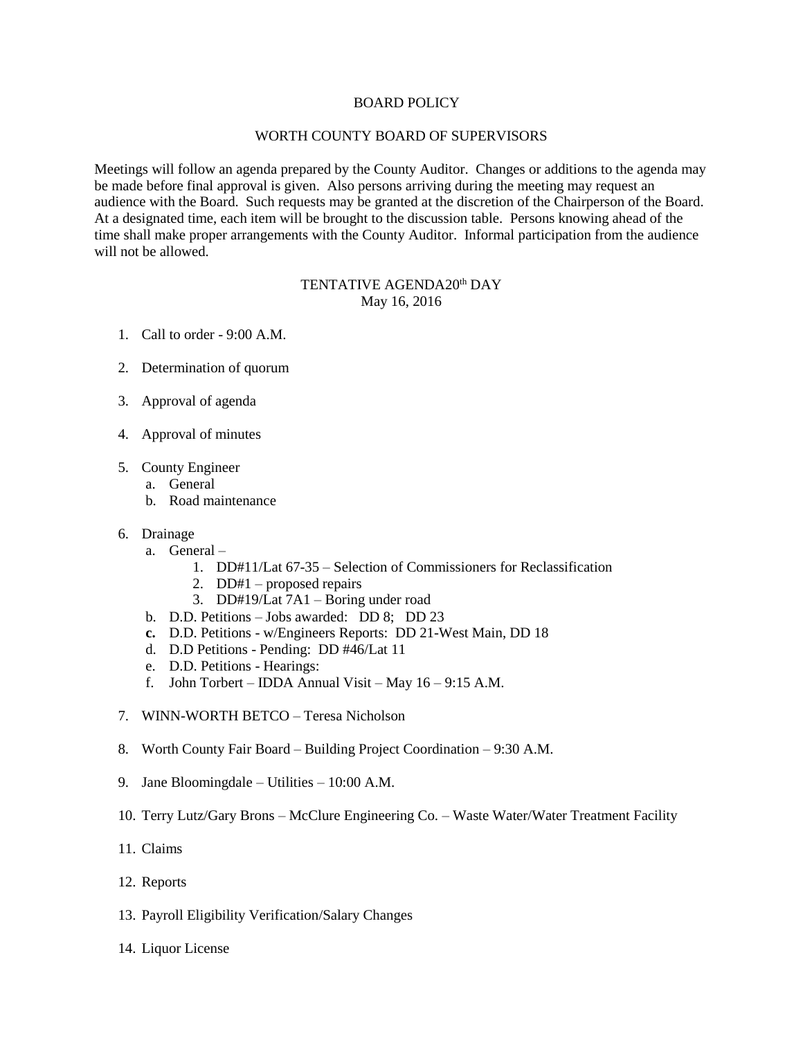BOARD POLICY

WORTH COUNTY BOARD OF SUPERVISORS

Meetings will follow an agenda prepared by the County Auditor. Changes or additions to the agenda may be made before final approval is given. Also persons arriving during the meeting may request an audience with the Board. Such requests may be granted at the discretion of the Chairperson of the Board. At a designated time, each item will be brought to the discussion table. Persons knowing ahead of the time shall make proper arrangements with the County Auditor. Informal participation from the audience will not be allowed.

TENTATIVE AGENDA20th DAY
May 16, 2016

1. Call to order - 9:00 A.M.

2. Determination of quorum

3. Approval of agenda

4. Approval of minutes

5. County Engineer
   a. General
   b. Road maintenance

6. Drainage
   a. General –
      1. DD#11/Lat 67-35 – Selection of Commissioners for Reclassification
      2. DD#1 – proposed repairs
      3. DD#19/Lat 7A1 – Boring under road
   b. D.D. Petitions – Jobs awarded: DD 8; DD 23
   **c.** D.D. Petitions - w/Engineers Reports: DD 21-West Main, DD 18
   d. D.D Petitions - Pending: DD #46/Lat 11
   e. D.D. Petitions - Hearings:
   f. John Torbert – IDDA Annual Visit – May 16 – 9:15 A.M.

7. WINN-WORTH BETCO – Teresa Nicholson

8. Worth County Fair Board – Building Project Coordination – 9:30 A.M.

9. Jane Bloomingdale – Utilities – 10:00 A.M.

10. Terry Lutz/Gary Brons – McClure Engineering Co. – Waste Water/Water Treatment Facility

11. Claims

12. Reports

13. Payroll Eligibility Verification/Salary Changes

14. Liquor License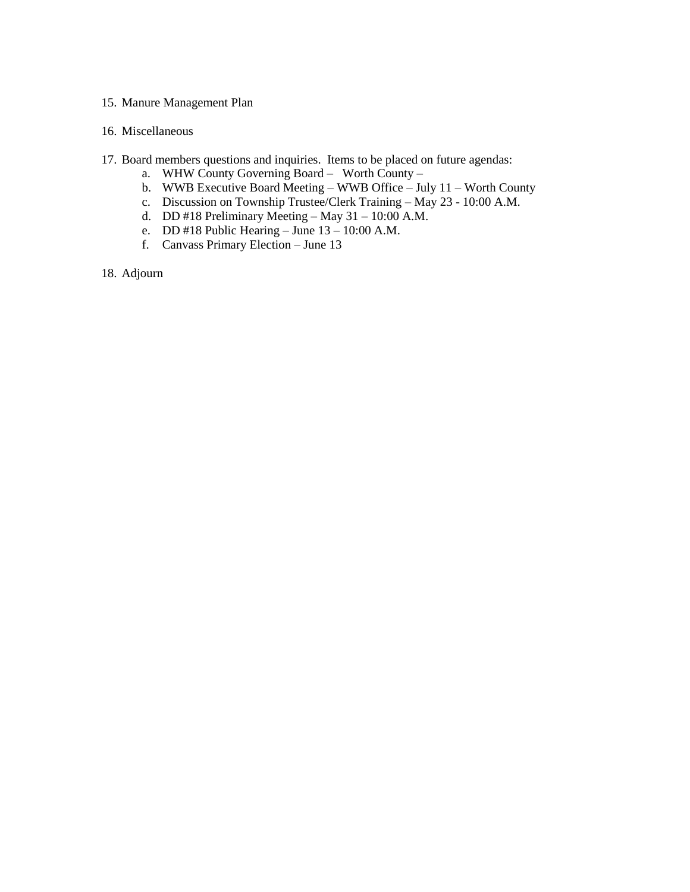15. Manure Management Plan

16. Miscellaneous

17. Board members questions and inquiries. Items to be placed on future agendas:
    a. WHW County Governing Board – Worth County –
    b. WWB Executive Board Meeting – WWB Office – July 11 – Worth County
    c. Discussion on Township Trustee/Clerk Training – May 23 - 10:00 A.M.
    d. DD #18 Preliminary Meeting – May 31 – 10:00 A.M.
    e. DD #18 Public Hearing – June 13 – 10:00 A.M.
    f. Canvass Primary Election – June 13

18. Adjourn